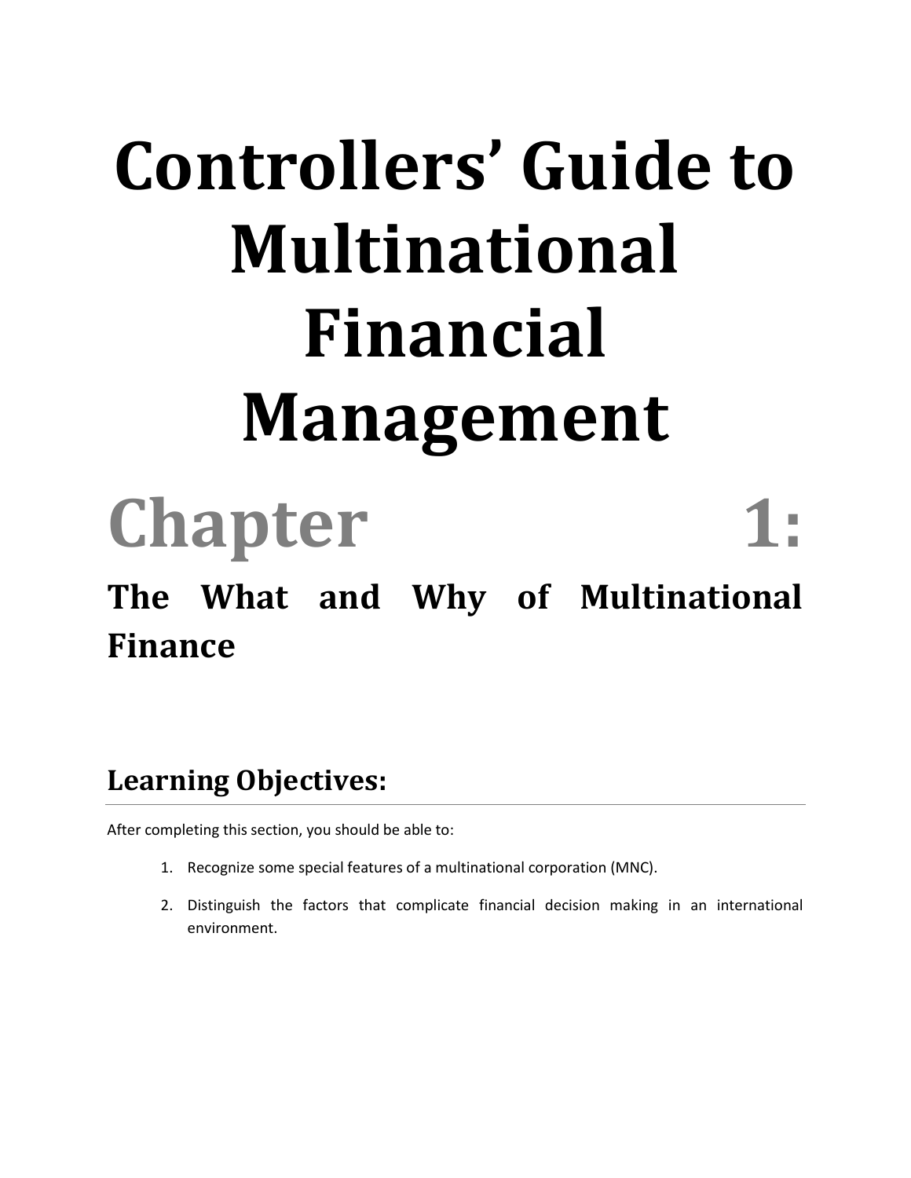# Controllers' Guide to Multinational Financial Management

# Chapter 1:

## The What and Why of Multinational Finance

### Learning Objectives:

After completing this section, you should be able to:

1. Recognize some special features of a multinational corporation (MNC).
2. Distinguish the factors that complicate financial decision making in an international environment.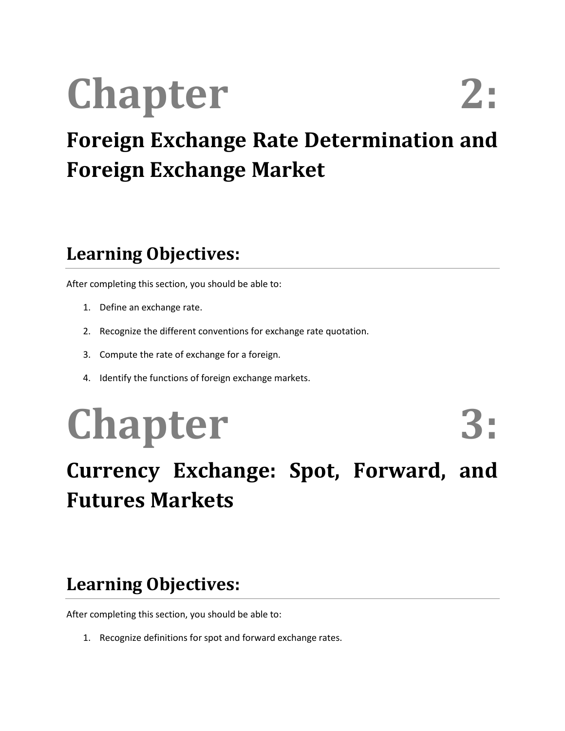# Chapter 2:

## Foreign Exchange Rate Determination and Foreign Exchange Market

### Learning Objectives:

After completing this section, you should be able to:

1. Define an exchange rate.
2. Recognize the different conventions for exchange rate quotation.
3. Compute the rate of exchange for a foreign.
4. Identify the functions of foreign exchange markets.

# Chapter 3:

## Currency Exchange: Spot, Forward, and Futures Markets

### Learning Objectives:

After completing this section, you should be able to:

1. Recognize definitions for spot and forward exchange rates.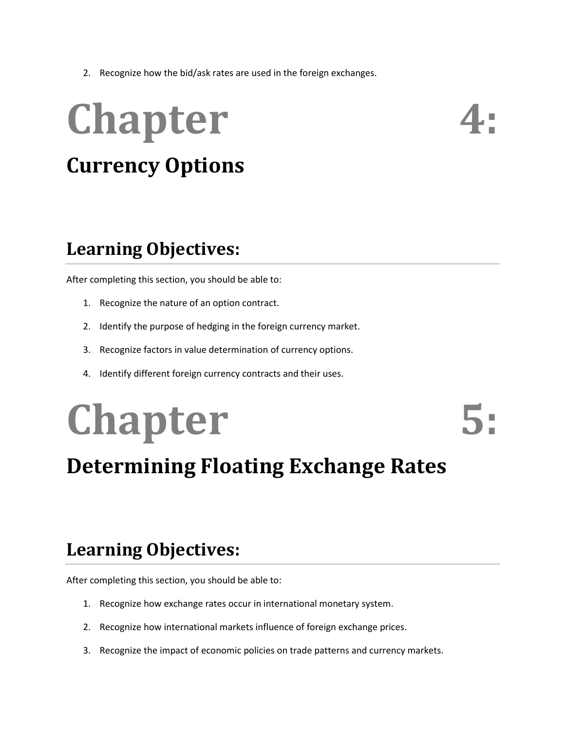2. Recognize how the bid/ask rates are used in the foreign exchanges.

# Chapter 4:

## Currency Options

## Learning Objectives:

After completing this section, you should be able to:

1. Recognize the nature of an option contract.
2. Identify the purpose of hedging in the foreign currency market.
3. Recognize factors in value determination of currency options.
4. Identify different foreign currency contracts and their uses.

# Chapter 5:

## Determining Floating Exchange Rates

## Learning Objectives:

After completing this section, you should be able to:

1. Recognize how exchange rates occur in international monetary system.
2. Recognize how international markets influence of foreign exchange prices.
3. Recognize the impact of economic policies on trade patterns and currency markets.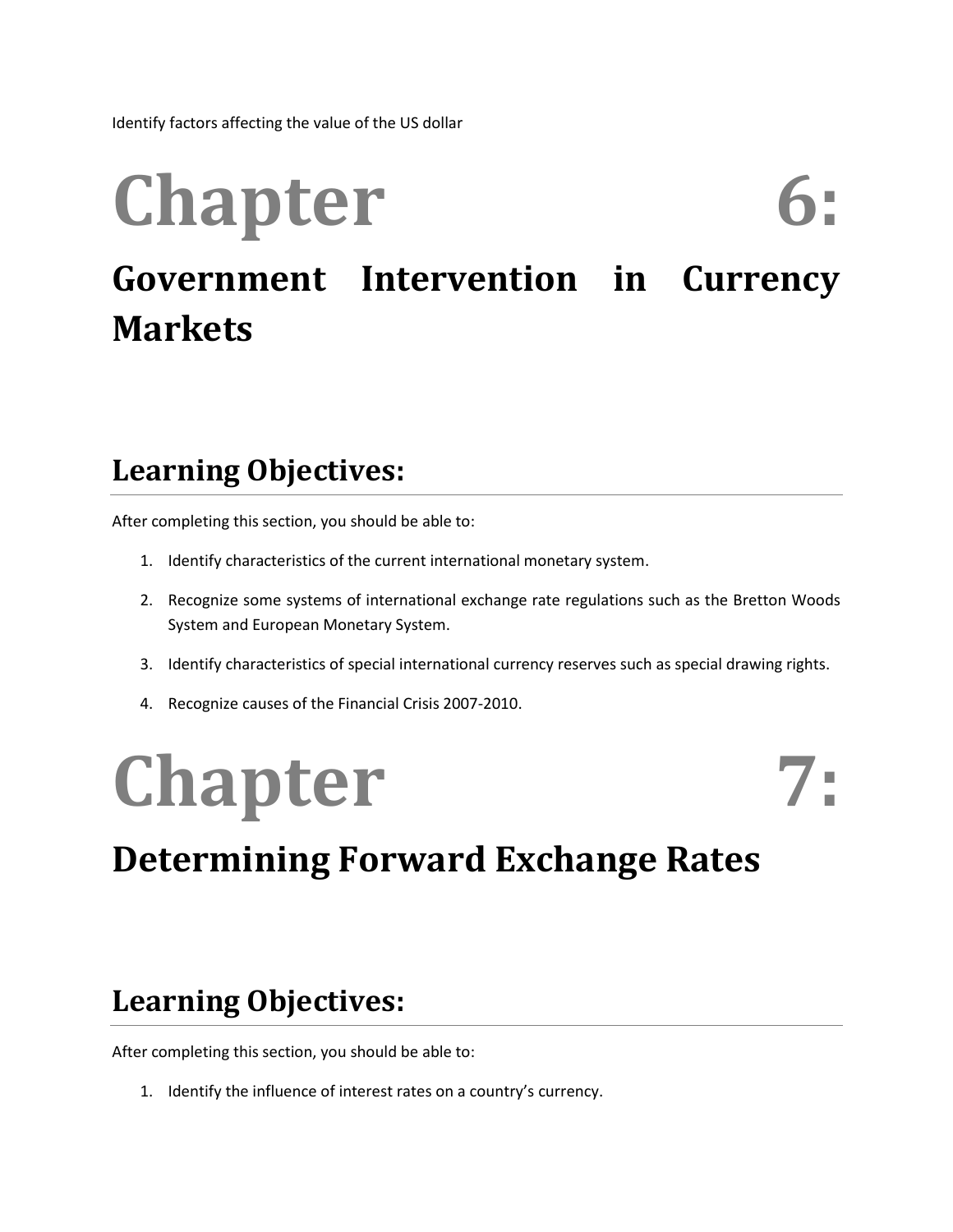Identify factors affecting the value of the US dollar

# Chapter 6:

## Government Intervention in Currency Markets

## Learning Objectives:

After completing this section, you should be able to:

1. Identify characteristics of the current international monetary system.
2. Recognize some systems of international exchange rate regulations such as the Bretton Woods System and European Monetary System.
3. Identify characteristics of special international currency reserves such as special drawing rights.
4. Recognize causes of the Financial Crisis 2007-2010.

# Chapter 7:

## Determining Forward Exchange Rates

## Learning Objectives:

After completing this section, you should be able to:

1. Identify the influence of interest rates on a country's currency.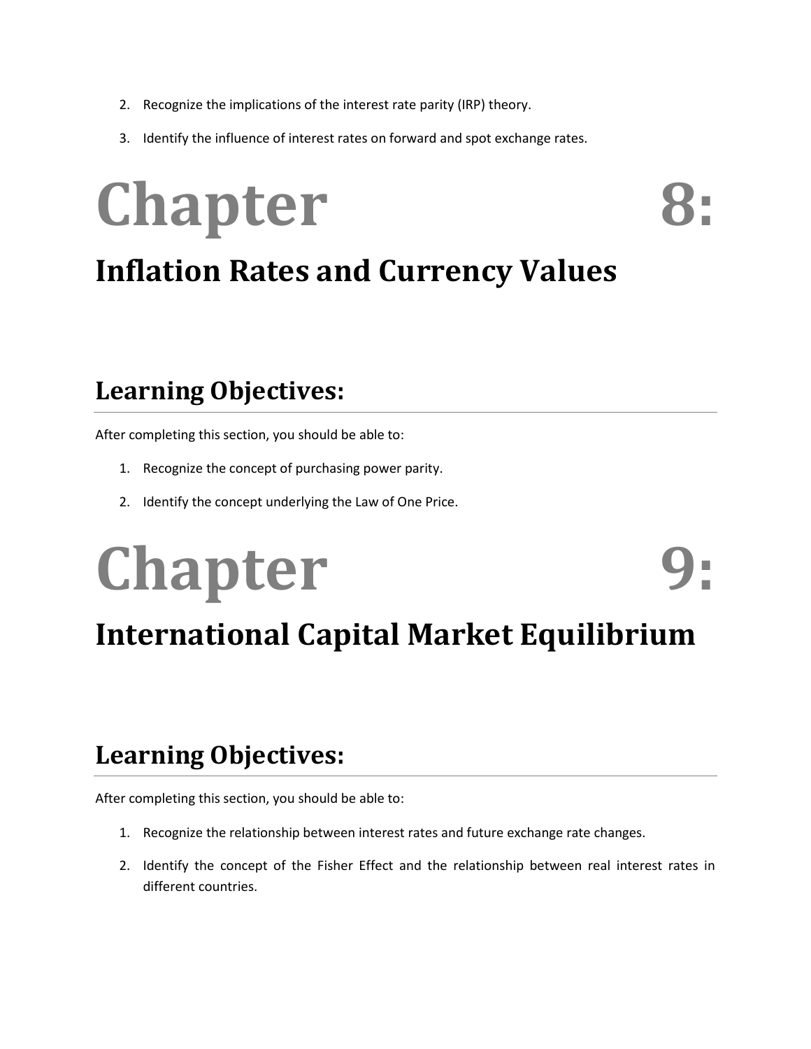2. Recognize the implications of the interest rate parity (IRP) theory.
3. Identify the influence of interest rates on forward and spot exchange rates.

# Chapter 8:

## Inflation Rates and Currency Values

## Learning Objectives:

After completing this section, you should be able to:

1. Recognize the concept of purchasing power parity.
2. Identify the concept underlying the Law of One Price.

# Chapter 9:

## International Capital Market Equilibrium

## Learning Objectives:

After completing this section, you should be able to:

1. Recognize the relationship between interest rates and future exchange rate changes.
2. Identify the concept of the Fisher Effect and the relationship between real interest rates in different countries.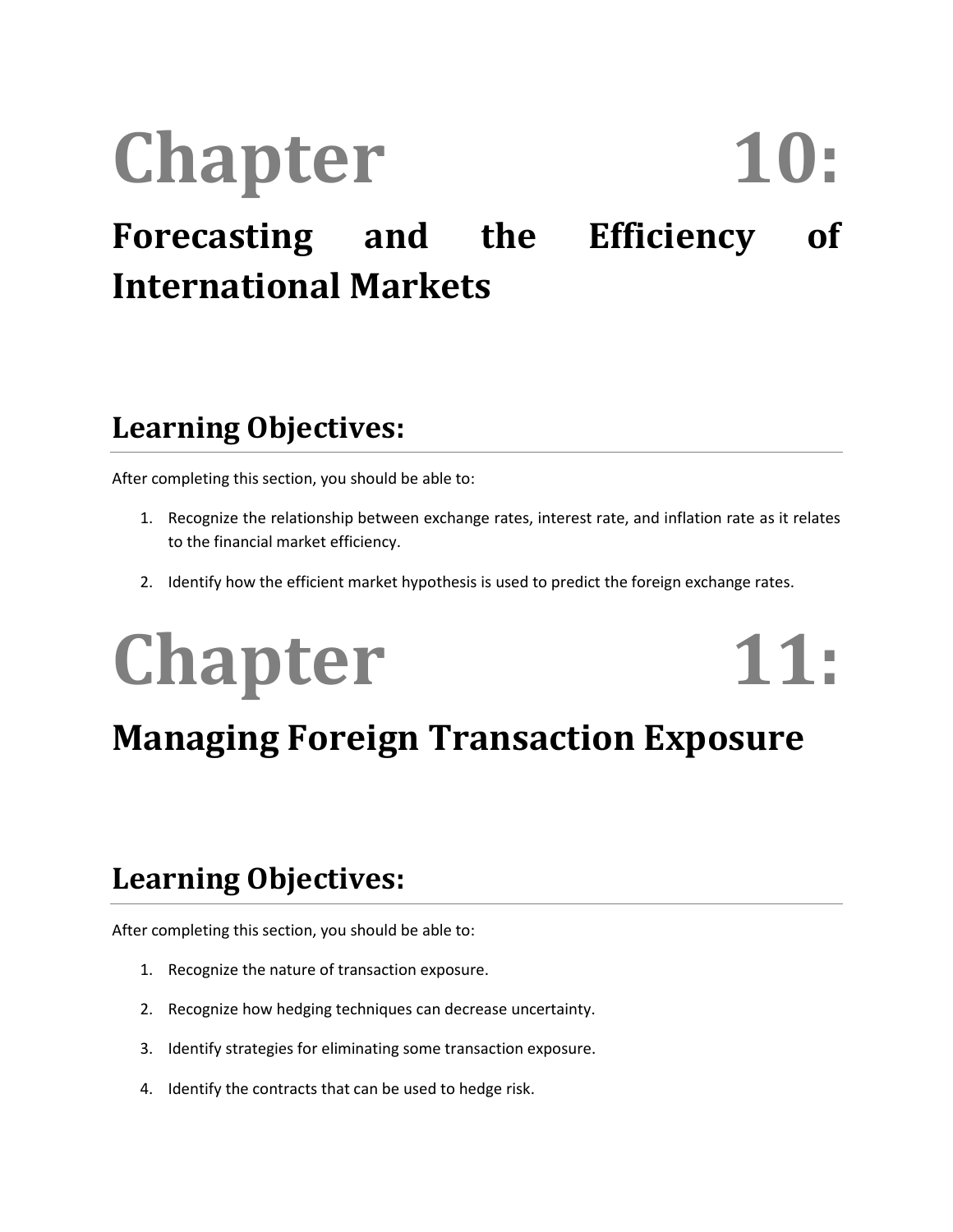# Chapter 10:

## Forecasting and the Efficiency of International Markets

## Learning Objectives:

After completing this section, you should be able to:

1. Recognize the relationship between exchange rates, interest rate, and inflation rate as it relates to the financial market efficiency.
2. Identify how the efficient market hypothesis is used to predict the foreign exchange rates.

# Chapter 11:

## Managing Foreign Transaction Exposure

## Learning Objectives:

After completing this section, you should be able to:

1. Recognize the nature of transaction exposure.
2. Recognize how hedging techniques can decrease uncertainty.
3. Identify strategies for eliminating some transaction exposure.
4. Identify the contracts that can be used to hedge risk.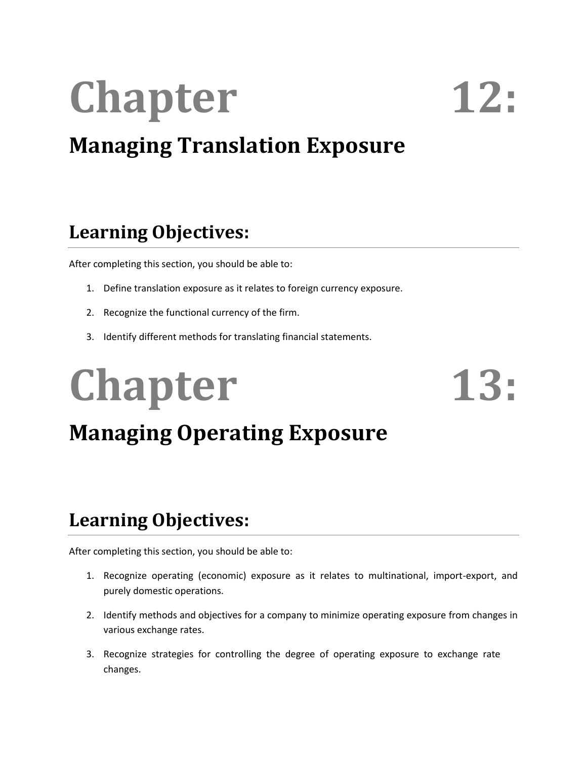# Chapter 12:

## Managing Translation Exposure

## Learning Objectives:

After completing this section, you should be able to:

1. Define translation exposure as it relates to foreign currency exposure.
2. Recognize the functional currency of the firm.
3. Identify different methods for translating financial statements.

# Chapter 13:

## Managing Operating Exposure

## Learning Objectives:

After completing this section, you should be able to:

1. Recognize operating (economic) exposure as it relates to multinational, import-export, and purely domestic operations.
2. Identify methods and objectives for a company to minimize operating exposure from changes in various exchange rates.
3. Recognize strategies for controlling the degree of operating exposure to exchange rate changes.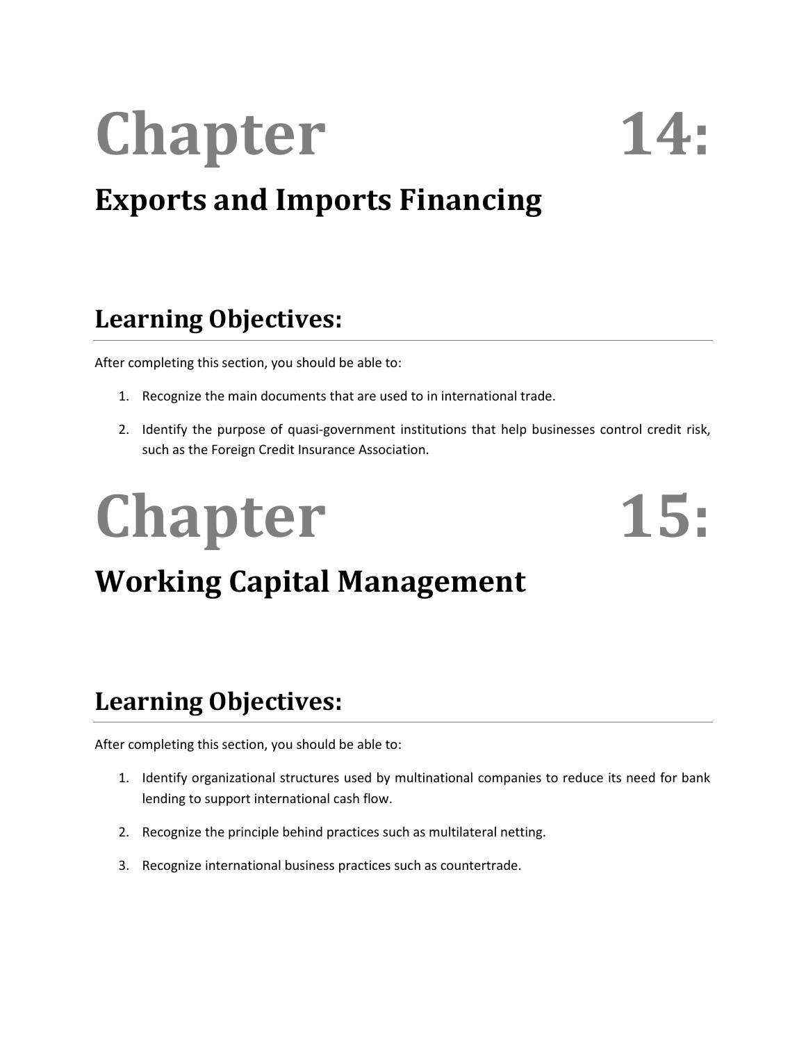# Chapter 14: Exports and Imports Financing

## Learning Objectives:

After completing this section, you should be able to:

1. Recognize the main documents that are used to in international trade.
2. Identify the purpose of quasi-government institutions that help businesses control credit risk, such as the Foreign Credit Insurance Association.

# Chapter 15: Working Capital Management

## Learning Objectives:

After completing this section, you should be able to:

1. Identify organizational structures used by multinational companies to reduce its need for bank lending to support international cash flow.
2. Recognize the principle behind practices such as multilateral netting.
3. Recognize international business practices such as countertrade.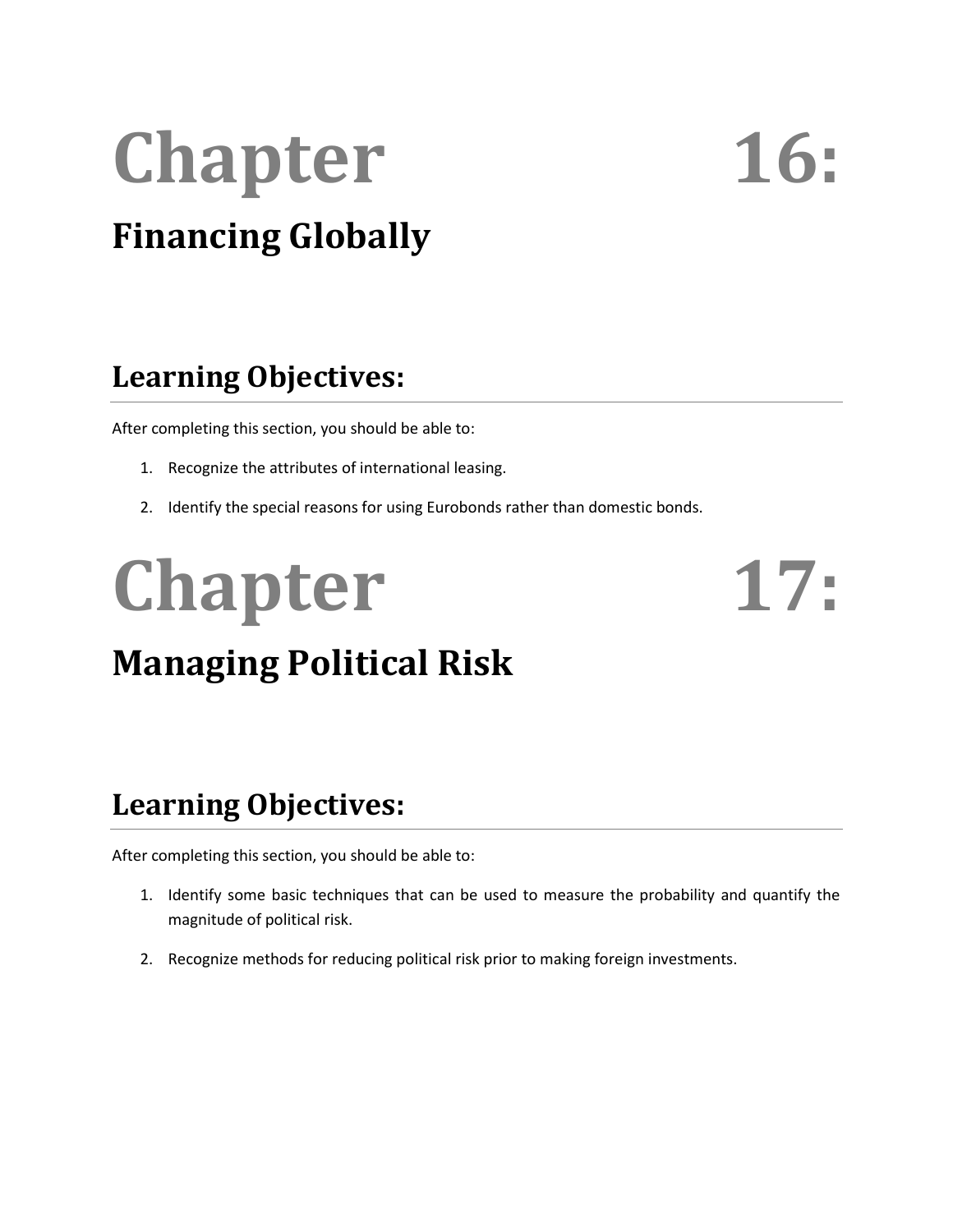# Chapter 16:

## Financing Globally

## Learning Objectives:

After completing this section, you should be able to:

1. Recognize the attributes of international leasing.
2. Identify the special reasons for using Eurobonds rather than domestic bonds.

# Chapter 17:

## Managing Political Risk

## Learning Objectives:

After completing this section, you should be able to:

1. Identify some basic techniques that can be used to measure the probability and quantify the magnitude of political risk.
2. Recognize methods for reducing political risk prior to making foreign investments.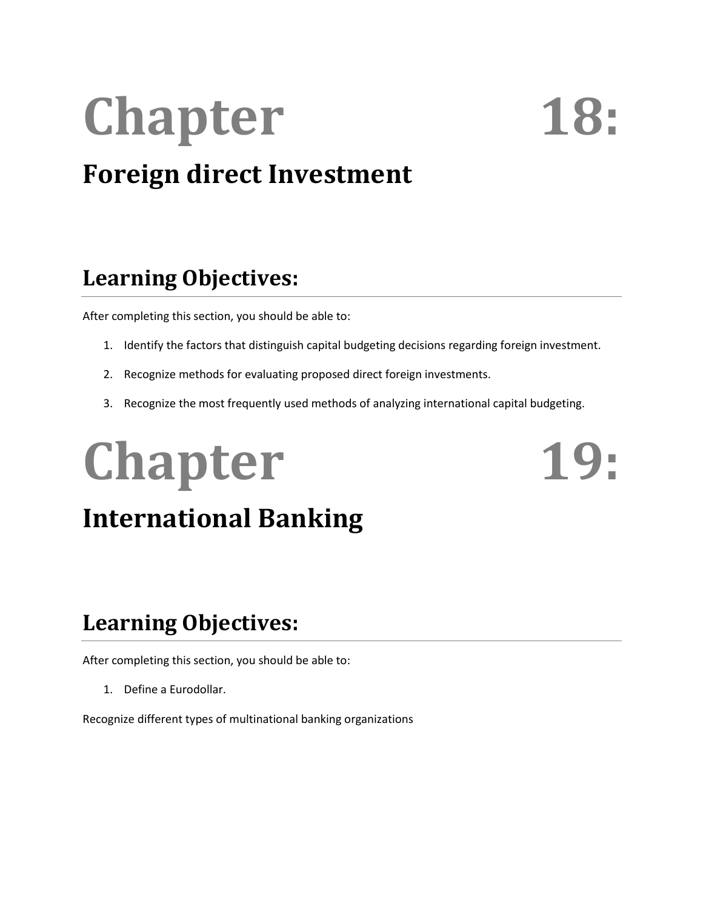# Chapter 18:

## Foreign direct Investment

## Learning Objectives:

After completing this section, you should be able to:

1. Identify the factors that distinguish capital budgeting decisions regarding foreign investment.
2. Recognize methods for evaluating proposed direct foreign investments.
3. Recognize the most frequently used methods of analyzing international capital budgeting.

# Chapter 19:

## International Banking

## Learning Objectives:

After completing this section, you should be able to:

1. Define a Eurodollar.

Recognize different types of multinational banking organizations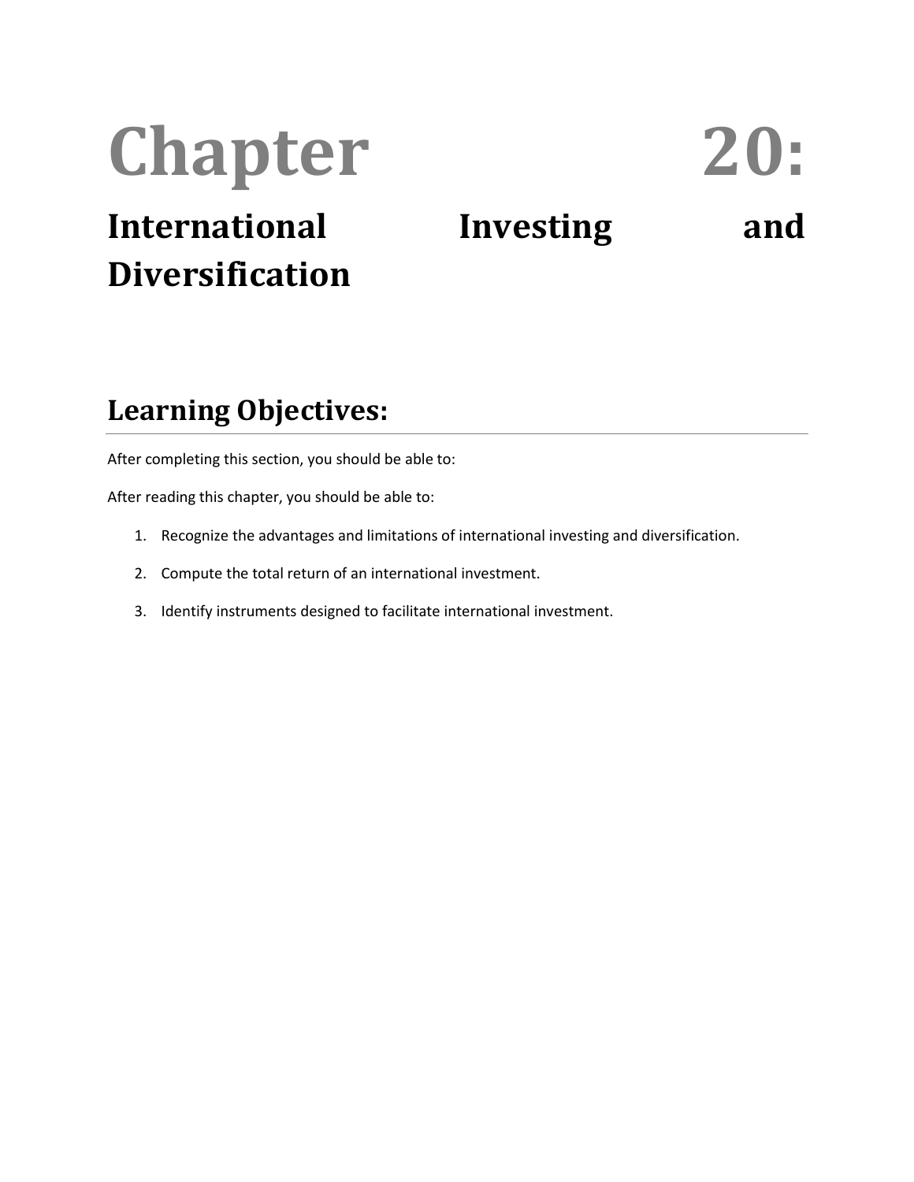# Chapter 20: International Investing and Diversification

## Learning Objectives:

After completing this section, you should be able to:

After reading this chapter, you should be able to:

1. Recognize the advantages and limitations of international investing and diversification.
2. Compute the total return of an international investment.
3. Identify instruments designed to facilitate international investment.